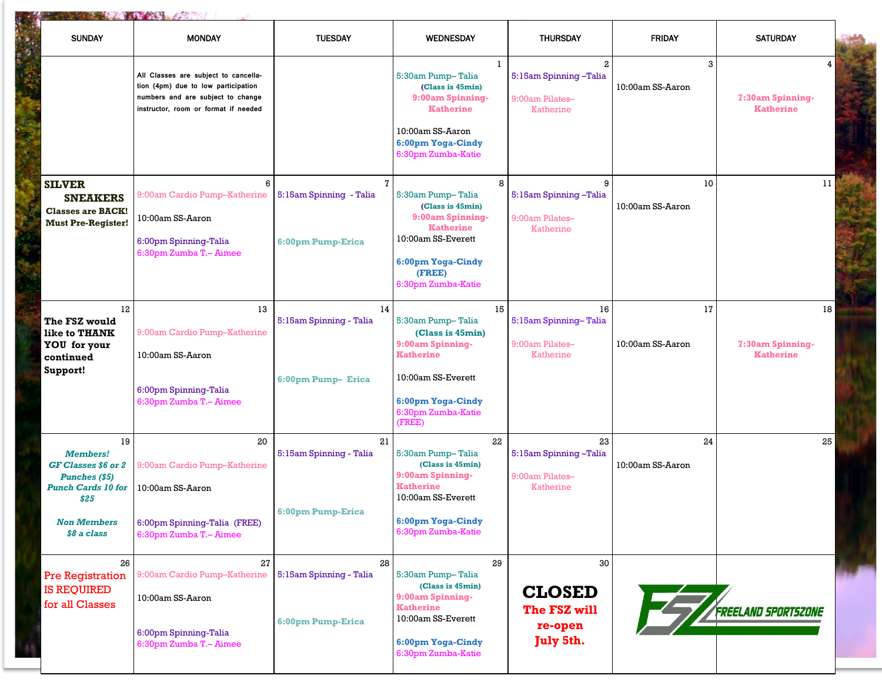| SUNDAY | MONDAY | TUESDAY | WEDNESDAY | THURSDAY | FRIDAY | SATURDAY |
|---|---|---|---|---|---|---|
| | All Classes are subject to cancellation (4pm) due to low participation numbers and are subject to change instructor, room or format if needed | | 1<br>5:30am Pump– Talia<br>**(Class is 45min)**<br>**9:00am Spinning-Katherine**<br>10:00am SS-Aaron<br>**6:00pm Yoga-Cindy**<br>6:30pm Zumba-Katie | 2<br>5:15am Spinning –Talia<br>9:00am Pilates–Katherine | 3<br>10:00am SS-Aaron | 4<br>**7:30am Spinning-Katherine** |
| **SILVER SNEAKERS Classes are BACK! Must Pre-Register!** | 6<br>9:00am Cardio Pump–Katherine<br>10:00am SS-Aaron<br>6:00pm Spinning-Talia<br>6:30pm Zumba T.– Aimee | 7<br>5:15am Spinning - Talia<br>**6:00pm Pump-Erica** | 8<br>5:30am Pump– Talia<br>**(Class is 45min)**<br>**9:00am Spinning-Katherine**<br>10:00am SS-Everett<br>**6:00pm Yoga-Cindy (FREE)**<br>6:30pm Zumba-Katie | 9<br>5:15am Spinning –Talia<br>9:00am Pilates–Katherine | 10<br>10:00am SS-Aaron | 11 |
| 12<br>**The FSZ would like to THANK YOU for your continued Support!** | 13<br>9:00am Cardio Pump–Katherine<br>10:00am SS-Aaron<br>6:00pm Spinning-Talia<br>6:30pm Zumba T.– Aimee | 14<br>5:15am Spinning - Talia<br>**6:00pm Pump– Erica** | 15<br>5:30am Pump– Talia<br>**(Class is 45min)**<br>**9:00am Spinning-Katherine**<br>10:00am SS-Everett<br>**6:00pm Yoga-Cindy**<br>6:30pm Zumba-Katie (FREE) | 16<br>5:15am Spinning– Talia<br>9:00am Pilates–Katherine | 17<br>10:00am SS-Aaron | 18<br>**7:30am Spinning-Katherine** |
| 19<br>***Members! GF Classes $6 or 2 Punches ($5) Punch Cards 10 for $25***<br>***Non Members $8 a class*** | 20<br>9:00am Cardio Pump–Katherine<br>10:00am SS-Aaron<br>6:00pm Spinning-Talia (FREE)<br>6:30pm Zumba T.– Aimee | 21<br>5:15am Spinning - Talia<br>**6:00pm Pump-Erica** | 22<br>5:30am Pump– Talia<br>**(Class is 45min)**<br>**9:00am Spinning-Katherine**<br>10:00am SS-Everett<br>**6:00pm Yoga-Cindy**<br>6:30pm Zumba-Katie | 23<br>5:15am Spinning –Talia<br>9:00am Pilates–Katherine | 24<br>10:00am SS-Aaron | 25 |
| 26<br>Pre Registration IS REQUIRED for all Classes | 27<br>9:00am Cardio Pump–Katherine<br>10:00am SS-Aaron<br>6:00pm Spinning-Talia<br>6:30pm Zumba T.– Aimee | 28<br>5:15am Spinning - Talia<br>**6:00pm Pump-Erica** | 29<br>5:30am Pump– Talia<br>**(Class is 45min)**<br>**9:00am Spinning-Katherine**<br>10:00am SS-Everett<br>**6:00pm Yoga-Cindy**<br>6:30pm Zumba-Katie | 30<br>**CLOSED**<br>**The FSZ will re-open July 5th.** | FSZ FREELAND SPORTSZONE | |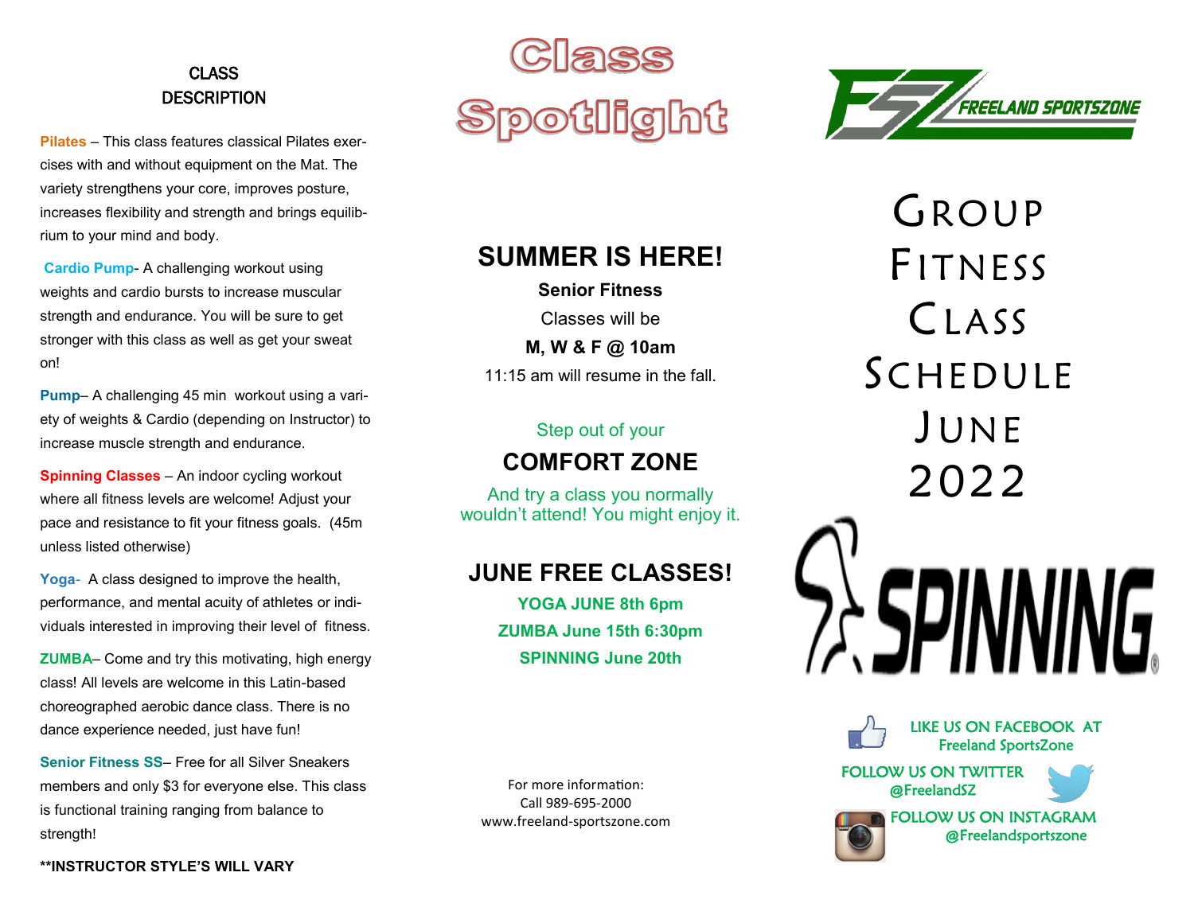## CLASS DESCRIPTION

**Pilates** – This class features classical Pilates exercises with and without equipment on the Mat. The variety strengthens your core, improves posture, increases flexibility and strength and brings equilibrium to your mind and body.

**Cardio Pump**- A challenging workout using weights and cardio bursts to increase muscular strength and endurance. You will be sure to get stronger with this class as well as get your sweat on!

**Pump**– A challenging 45 min workout using a variety of weights & Cardio (depending on Instructor) to increase muscle strength and endurance.

**Spinning Classes** – An indoor cycling workout where all fitness levels are welcome! Adjust your pace and resistance to fit your fitness goals. (45m unless listed otherwise)

**Yoga**- A class designed to improve the health, performance, and mental acuity of athletes or individuals interested in improving their level of fitness.

**ZUMBA**– Come and try this motivating, high energy class! All levels are welcome in this Latin-based choreographed aerobic dance class. There is no dance experience needed, just have fun!

**Senior Fitness SS**– Free for all Silver Sneakers members and only $3 for everyone else. This class is functional training ranging from balance to strength!

**\*\*INSTRUCTOR STYLE'S WILL VARY**

# Class Spotlight

## SUMMER IS HERE!

**Senior Fitness**

Classes will be

**M, W & F @ 10am**

11:15 am will resume in the fall.

Step out of your

**COMFORT ZONE**

And try a class you normally wouldn't attend! You might enjoy it.

## JUNE FREE CLASSES!

**YOGA JUNE 8th 6pm**

**ZUMBA June 15th 6:30pm**

**SPINNING June 20th**

For more information:
Call 989-695-2000
www.freeland-sportszone.com

FREELAND SPORTSZONE

# Group Fitness Class Schedule June 2022

SPINNING®

LIKE US ON FACEBOOK AT
Freeland SportsZone

FOLLOW US ON TWITTER
@FreelandSZ

FOLLOW US ON INSTAGRAM
@Freelandsportszone